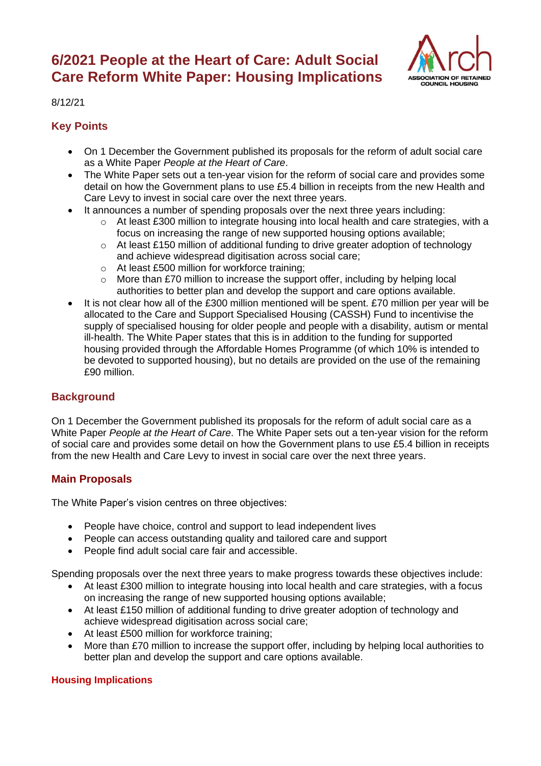# 6/2021 People at the Heart of Care: Adult Social Care Reform White Paper: Housing Implications

8/12/21

## Key Points

- On 1 December the Government published its proposals for the reform of adult social care as a White Paper *People at the Heart of Care*.
- The White Paper sets out a ten-year vision for the reform of social care and provides some detail on how the Government plans to use £5.4 billion in receipts from the new Health and Care Levy to invest in social care over the next three years.
- It announces a number of spending proposals over the next three years including:
  - At least £300 million to integrate housing into local health and care strategies, with a focus on increasing the range of new supported housing options available;
  - At least £150 million of additional funding to drive greater adoption of technology and achieve widespread digitisation across social care;
  - At least £500 million for workforce training;
  - More than £70 million to increase the support offer, including by helping local authorities to better plan and develop the support and care options available.
- It is not clear how all of the £300 million mentioned will be spent. £70 million per year will be allocated to the Care and Support Specialised Housing (CASSH) Fund to incentivise the supply of specialised housing for older people and people with a disability, autism or mental ill-health. The White Paper states that this is in addition to the funding for supported housing provided through the Affordable Homes Programme (of which 10% is intended to be devoted to supported housing), but no details are provided on the use of the remaining £90 million.

## Background

On 1 December the Government published its proposals for the reform of adult social care as a White Paper *People at the Heart of Care*. The White Paper sets out a ten-year vision for the reform of social care and provides some detail on how the Government plans to use £5.4 billion in receipts from the new Health and Care Levy to invest in social care over the next three years.

## Main Proposals

The White Paper's vision centres on three objectives:

- People have choice, control and support to lead independent lives
- People can access outstanding quality and tailored care and support
- People find adult social care fair and accessible.

Spending proposals over the next three years to make progress towards these objectives include:

- At least £300 million to integrate housing into local health and care strategies, with a focus on increasing the range of new supported housing options available;
- At least £150 million of additional funding to drive greater adoption of technology and achieve widespread digitisation across social care;
- At least £500 million for workforce training;
- More than £70 million to increase the support offer, including by helping local authorities to better plan and develop the support and care options available.

### Housing Implications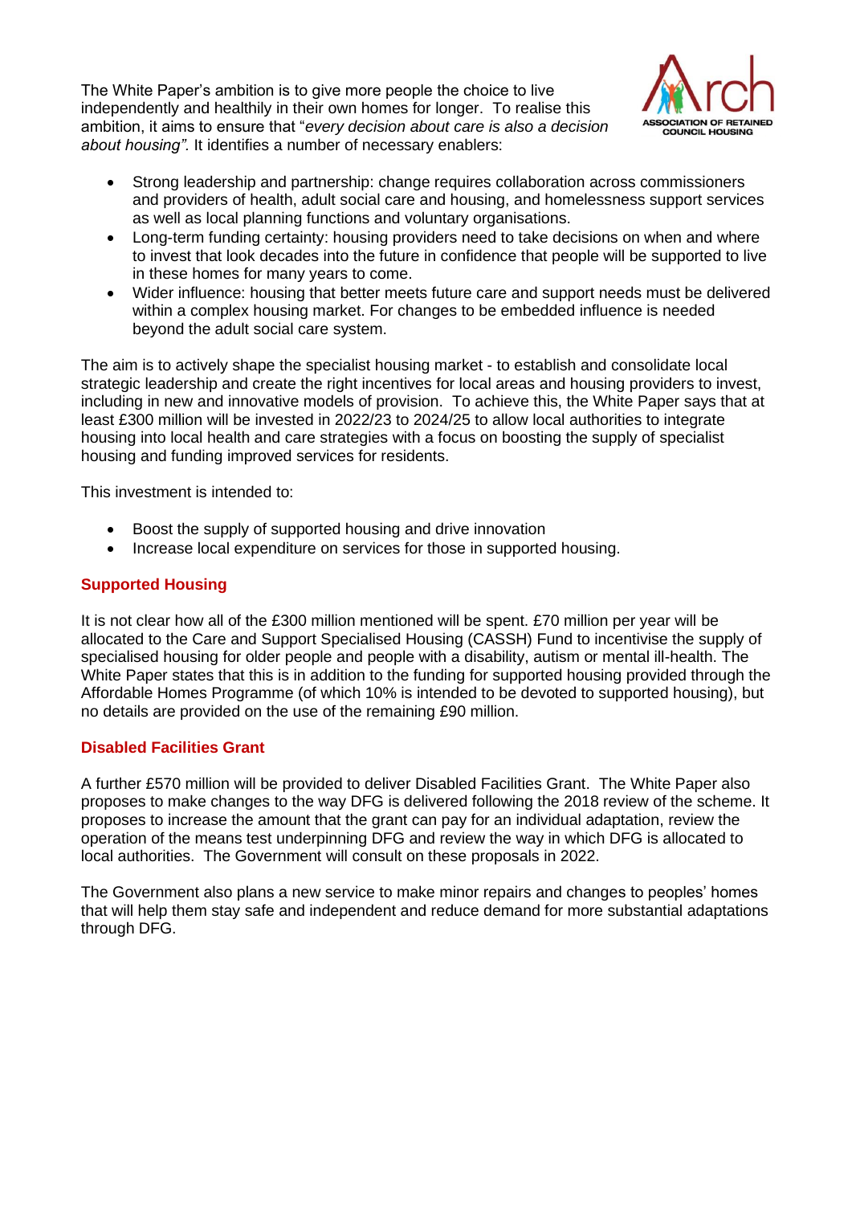The White Paper's ambition is to give more people the choice to live independently and healthily in their own homes for longer. To realise this ambition, it aims to ensure that "*every decision about care is also a decision about housing"*. It identifies a number of necessary enablers:

- Strong leadership and partnership: change requires collaboration across commissioners and providers of health, adult social care and housing, and homelessness support services as well as local planning functions and voluntary organisations.
- Long-term funding certainty: housing providers need to take decisions on when and where to invest that look decades into the future in confidence that people will be supported to live in these homes for many years to come.
- Wider influence: housing that better meets future care and support needs must be delivered within a complex housing market. For changes to be embedded influence is needed beyond the adult social care system.

The aim is to actively shape the specialist housing market - to establish and consolidate local strategic leadership and create the right incentives for local areas and housing providers to invest, including in new and innovative models of provision. To achieve this, the White Paper says that at least £300 million will be invested in 2022/23 to 2024/25 to allow local authorities to integrate housing into local health and care strategies with a focus on boosting the supply of specialist housing and funding improved services for residents.

This investment is intended to:

- Boost the supply of supported housing and drive innovation
- Increase local expenditure on services for those in supported housing.

## Supported Housing

It is not clear how all of the £300 million mentioned will be spent. £70 million per year will be allocated to the Care and Support Specialised Housing (CASSH) Fund to incentivise the supply of specialised housing for older people and people with a disability, autism or mental ill-health. The White Paper states that this is in addition to the funding for supported housing provided through the Affordable Homes Programme (of which 10% is intended to be devoted to supported housing), but no details are provided on the use of the remaining £90 million.

## Disabled Facilities Grant

A further £570 million will be provided to deliver Disabled Facilities Grant. The White Paper also proposes to make changes to the way DFG is delivered following the 2018 review of the scheme. It proposes to increase the amount that the grant can pay for an individual adaptation, review the operation of the means test underpinning DFG and review the way in which DFG is allocated to local authorities. The Government will consult on these proposals in 2022.

The Government also plans a new service to make minor repairs and changes to peoples' homes that will help them stay safe and independent and reduce demand for more substantial adaptations through DFG.